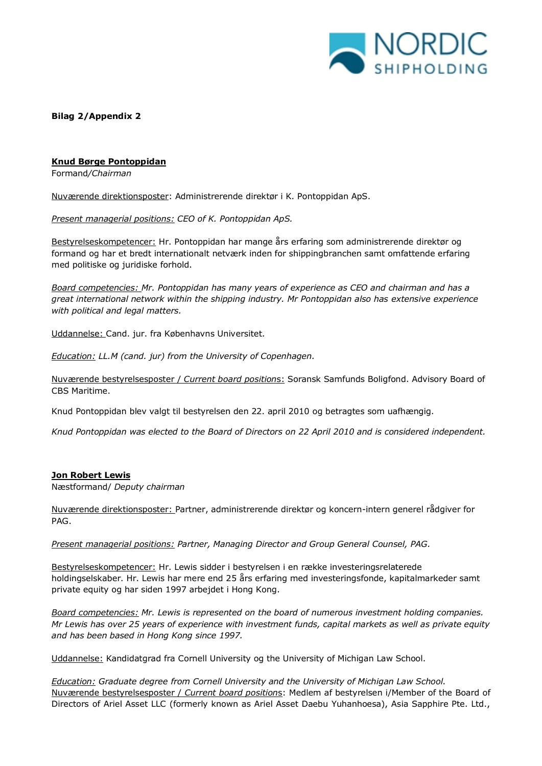**Bilag 2/Appendix 2**

**Knud Børge Pontoppidan**
Formand/*Chairman*

Nuværende direktionsposter: Administrerende direktør i K. Pontoppidan ApS.

*Present managerial positions: CEO of K. Pontoppidan ApS.*

Bestyrelseskompetencer: Hr. Pontoppidan har mange års erfaring som administrerende direktør og formand og har et bredt internationalt netværk inden for shippingbranchen samt omfattende erfaring med politiske og juridiske forhold.

*Board competencies: Mr. Pontoppidan has many years of experience as CEO and chairman and has a great international network within the shipping industry. Mr Pontoppidan also has extensive experience with political and legal matters.*

Uddannelse: Cand. jur. fra Københavns Universitet.

*Education: LL.M (cand. jur) from the University of Copenhagen.*

Nuværende bestyrelsesposter / *Current board positions*: Soransk Samfunds Boligfond. Advisory Board of CBS Maritime.

Knud Pontoppidan blev valgt til bestyrelsen den 22. april 2010 og betragtes som uafhængig.

*Knud Pontoppidan was elected to the Board of Directors on 22 April 2010 and is considered independent.*

**Jon Robert Lewis**
Næstformand/ *Deputy chairman*

Nuværende direktionsposter: Partner, administrerende direktør og koncern-intern generel rådgiver for PAG.

*Present managerial positions: Partner, Managing Director and Group General Counsel, PAG.*

Bestyrelseskompetencer: Hr. Lewis sidder i bestyrelsen i en række investeringsrelaterede holdingselskaber. Hr. Lewis har mere end 25 års erfaring med investeringsfonde, kapitalmarkeder samt private equity og har siden 1997 arbejdet i Hong Kong.

*Board competencies: Mr. Lewis is represented on the board of numerous investment holding companies. Mr Lewis has over 25 years of experience with investment funds, capital markets as well as private equity and has been based in Hong Kong since 1997.*

Uddannelse: Kandidatgrad fra Cornell University og the University of Michigan Law School.

*Education: Graduate degree from Cornell University and the University of Michigan Law School.*
Nuværende bestyrelsesposter / *Current board positions*: Medlem af bestyrelsen i/Member of the Board of Directors of Ariel Asset LLC (formerly known as Ariel Asset Daebu Yuhanhoesa), Asia Sapphire Pte. Ltd.,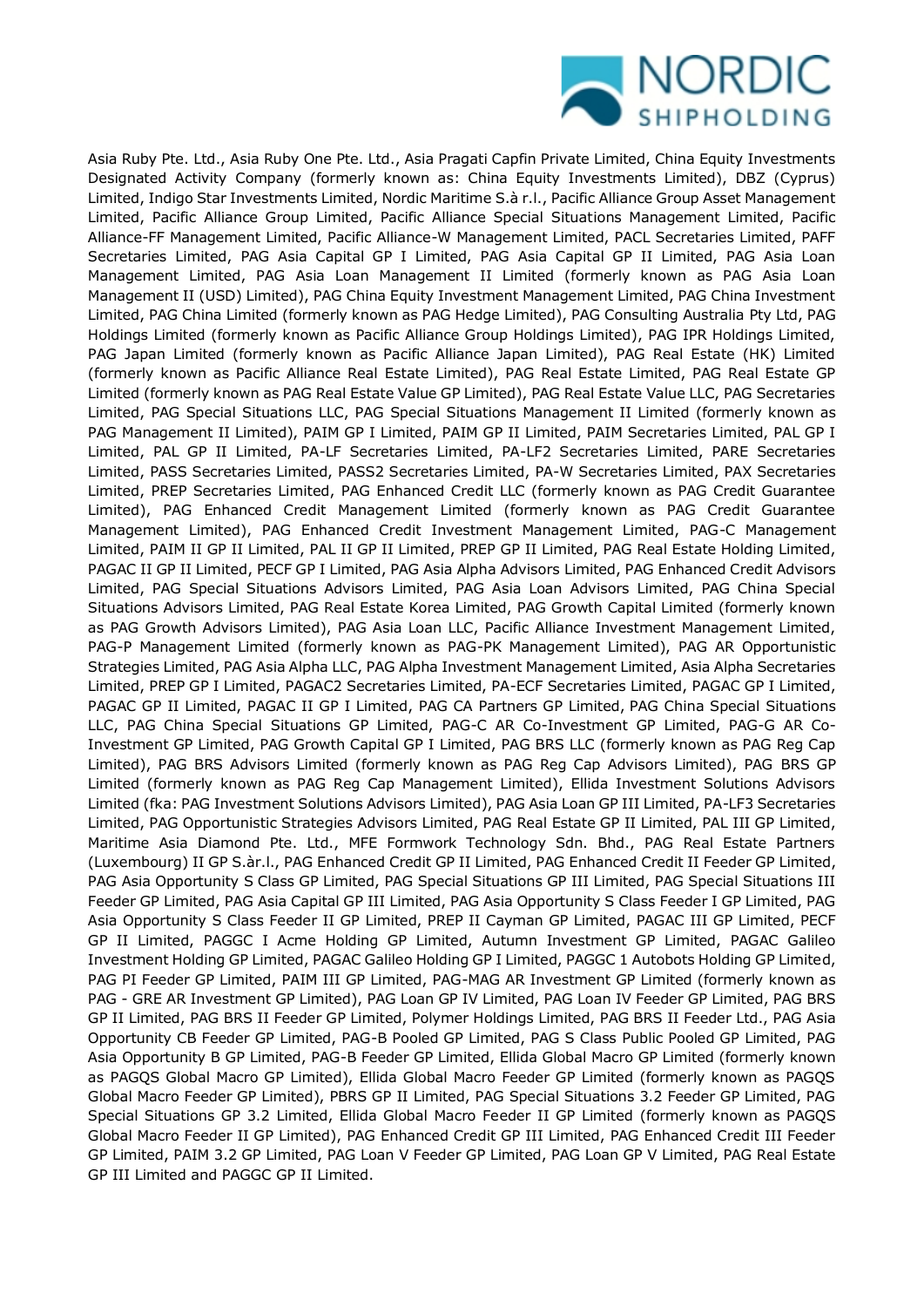Asia Ruby Pte. Ltd., Asia Ruby One Pte. Ltd., Asia Pragati Capfin Private Limited, China Equity Investments Designated Activity Company (formerly known as: China Equity Investments Limited), DBZ (Cyprus) Limited, Indigo Star Investments Limited, Nordic Maritime S.à r.l., Pacific Alliance Group Asset Management Limited, Pacific Alliance Group Limited, Pacific Alliance Special Situations Management Limited, Pacific Alliance-FF Management Limited, Pacific Alliance-W Management Limited, PACL Secretaries Limited, PAFF Secretaries Limited, PAG Asia Capital GP I Limited, PAG Asia Capital GP II Limited, PAG Asia Loan Management Limited, PAG Asia Loan Management II Limited (formerly known as PAG Asia Loan Management II (USD) Limited), PAG China Equity Investment Management Limited, PAG China Investment Limited, PAG China Limited (formerly known as PAG Hedge Limited), PAG Consulting Australia Pty Ltd, PAG Holdings Limited (formerly known as Pacific Alliance Group Holdings Limited), PAG IPR Holdings Limited, PAG Japan Limited (formerly known as Pacific Alliance Japan Limited), PAG Real Estate (HK) Limited (formerly known as Pacific Alliance Real Estate Limited), PAG Real Estate Limited, PAG Real Estate GP Limited (formerly known as PAG Real Estate Value GP Limited), PAG Real Estate Value LLC, PAG Secretaries Limited, PAG Special Situations LLC, PAG Special Situations Management II Limited (formerly known as PAG Management II Limited), PAIM GP I Limited, PAIM GP II Limited, PAIM Secretaries Limited, PAL GP I Limited, PAL GP II Limited, PA-LF Secretaries Limited, PA-LF2 Secretaries Limited, PARE Secretaries Limited, PASS Secretaries Limited, PASS2 Secretaries Limited, PA-W Secretaries Limited, PAX Secretaries Limited, PREP Secretaries Limited, PAG Enhanced Credit LLC (formerly known as PAG Credit Guarantee Limited), PAG Enhanced Credit Management Limited (formerly known as PAG Credit Guarantee Management Limited), PAG Enhanced Credit Investment Management Limited, PAG-C Management Limited, PAIM II GP II Limited, PAL II GP II Limited, PREP GP II Limited, PAG Real Estate Holding Limited, PAGAC II GP II Limited, PECF GP I Limited, PAG Asia Alpha Advisors Limited, PAG Enhanced Credit Advisors Limited, PAG Special Situations Advisors Limited, PAG Asia Loan Advisors Limited, PAG China Special Situations Advisors Limited, PAG Real Estate Korea Limited, PAG Growth Capital Limited (formerly known as PAG Growth Advisors Limited), PAG Asia Loan LLC, Pacific Alliance Investment Management Limited, PAG-P Management Limited (formerly known as PAG-PK Management Limited), PAG AR Opportunistic Strategies Limited, PAG Asia Alpha LLC, PAG Alpha Investment Management Limited, Asia Alpha Secretaries Limited, PREP GP I Limited, PAGAC2 Secretaries Limited, PA-ECF Secretaries Limited, PAGAC GP I Limited, PAGAC GP II Limited, PAGAC II GP I Limited, PAG CA Partners GP Limited, PAG China Special Situations LLC, PAG China Special Situations GP Limited, PAG-C AR Co-Investment GP Limited, PAG-G AR Co-Investment GP Limited, PAG Growth Capital GP I Limited, PAG BRS LLC (formerly known as PAG Reg Cap Limited), PAG BRS Advisors Limited (formerly known as PAG Reg Cap Advisors Limited), PAG BRS GP Limited (formerly known as PAG Reg Cap Management Limited), Ellida Investment Solutions Advisors Limited (fka: PAG Investment Solutions Advisors Limited), PAG Asia Loan GP III Limited, PA-LF3 Secretaries Limited, PAG Opportunistic Strategies Advisors Limited, PAG Real Estate GP II Limited, PAL III GP Limited, Maritime Asia Diamond Pte. Ltd., MFE Formwork Technology Sdn. Bhd., PAG Real Estate Partners (Luxembourg) II GP S.àr.l., PAG Enhanced Credit GP II Limited, PAG Enhanced Credit II Feeder GP Limited, PAG Asia Opportunity S Class GP Limited, PAG Special Situations GP III Limited, PAG Special Situations III Feeder GP Limited, PAG Asia Capital GP III Limited, PAG Asia Opportunity S Class Feeder I GP Limited, PAG Asia Opportunity S Class Feeder II GP Limited, PREP II Cayman GP Limited, PAGAC III GP Limited, PECF GP II Limited, PAGGC I Acme Holding GP Limited, Autumn Investment GP Limited, PAGAC Galileo Investment Holding GP Limited, PAGAC Galileo Holding GP I Limited, PAGGC 1 Autobots Holding GP Limited, PAG PI Feeder GP Limited, PAIM III GP Limited, PAG-MAG AR Investment GP Limited (formerly known as PAG - GRE AR Investment GP Limited), PAG Loan GP IV Limited, PAG Loan IV Feeder GP Limited, PAG BRS GP II Limited, PAG BRS II Feeder GP Limited, Polymer Holdings Limited, PAG BRS II Feeder Ltd., PAG Asia Opportunity CB Feeder GP Limited, PAG-B Pooled GP Limited, PAG S Class Public Pooled GP Limited, PAG Asia Opportunity B GP Limited, PAG-B Feeder GP Limited, Ellida Global Macro GP Limited (formerly known as PAGQS Global Macro GP Limited), Ellida Global Macro Feeder GP Limited (formerly known as PAGQS Global Macro Feeder GP Limited), PBRS GP II Limited, PAG Special Situations 3.2 Feeder GP Limited, PAG Special Situations GP 3.2 Limited, Ellida Global Macro Feeder II GP Limited (formerly known as PAGQS Global Macro Feeder II GP Limited), PAG Enhanced Credit GP III Limited, PAG Enhanced Credit III Feeder GP Limited, PAIM 3.2 GP Limited, PAG Loan V Feeder GP Limited, PAG Loan GP V Limited, PAG Real Estate GP III Limited and PAGGC GP II Limited.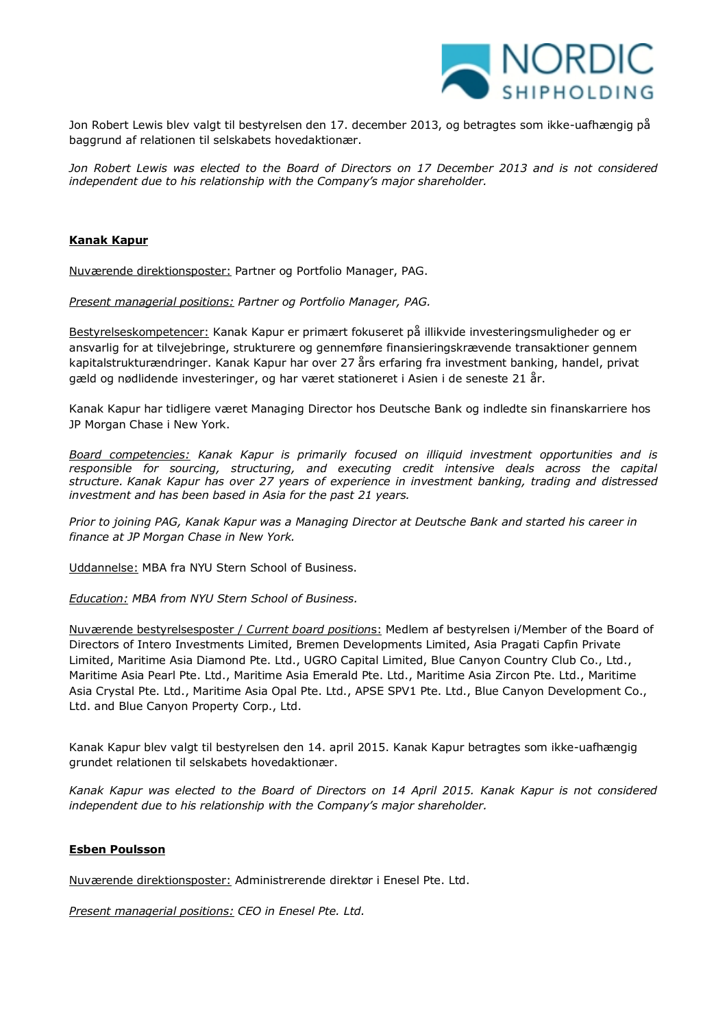Jon Robert Lewis blev valgt til bestyrelsen den 17. december 2013, og betragtes som ikke-uafhængig på baggrund af relationen til selskabets hovedaktionær.

*Jon Robert Lewis was elected to the Board of Directors on 17 December 2013 and is not considered independent due to his relationship with the Company's major shareholder.*

**Kanak Kapur**

Nuværende direktionsposter: Partner og Portfolio Manager, PAG.

*Present managerial positions: Partner og Portfolio Manager, PAG.*

Bestyrelseskompetencer: Kanak Kapur er primært fokuseret på illikvide investeringsmuligheder og er ansvarlig for at tilvejebringe, strukturere og gennemføre finansieringskrævende transaktioner gennem kapitalstrukturændringer. Kanak Kapur har over 27 års erfaring fra investment banking, handel, privat gæld og nødlidende investeringer, og har været stationeret i Asien i de seneste 21 år.

Kanak Kapur har tidligere været Managing Director hos Deutsche Bank og indledte sin finanskarriere hos JP Morgan Chase i New York.

*Board competencies: Kanak Kapur is primarily focused on illiquid investment opportunities and is responsible for sourcing, structuring, and executing credit intensive deals across the capital structure. Kanak Kapur has over 27 years of experience in investment banking, trading and distressed investment and has been based in Asia for the past 21 years.*

*Prior to joining PAG, Kanak Kapur was a Managing Director at Deutsche Bank and started his career in finance at JP Morgan Chase in New York.*

Uddannelse: MBA fra NYU Stern School of Business.

*Education: MBA from NYU Stern School of Business.*

Nuværende bestyrelsesposter / *Current board positions*: Medlem af bestyrelsen i/Member of the Board of Directors of Intero Investments Limited, Bremen Developments Limited, Asia Pragati Capfin Private Limited, Maritime Asia Diamond Pte. Ltd., UGRO Capital Limited, Blue Canyon Country Club Co., Ltd., Maritime Asia Pearl Pte. Ltd., Maritime Asia Emerald Pte. Ltd., Maritime Asia Zircon Pte. Ltd., Maritime Asia Crystal Pte. Ltd., Maritime Asia Opal Pte. Ltd., APSE SPV1 Pte. Ltd., Blue Canyon Development Co., Ltd. and Blue Canyon Property Corp., Ltd.

Kanak Kapur blev valgt til bestyrelsen den 14. april 2015. Kanak Kapur betragtes som ikke-uafhængig grundet relationen til selskabets hovedaktionær.

*Kanak Kapur was elected to the Board of Directors on 14 April 2015. Kanak Kapur is not considered independent due to his relationship with the Company's major shareholder.*

**Esben Poulsson**

Nuværende direktionsposter: Administrerende direktør i Enesel Pte. Ltd.

*Present managerial positions: CEO in Enesel Pte. Ltd.*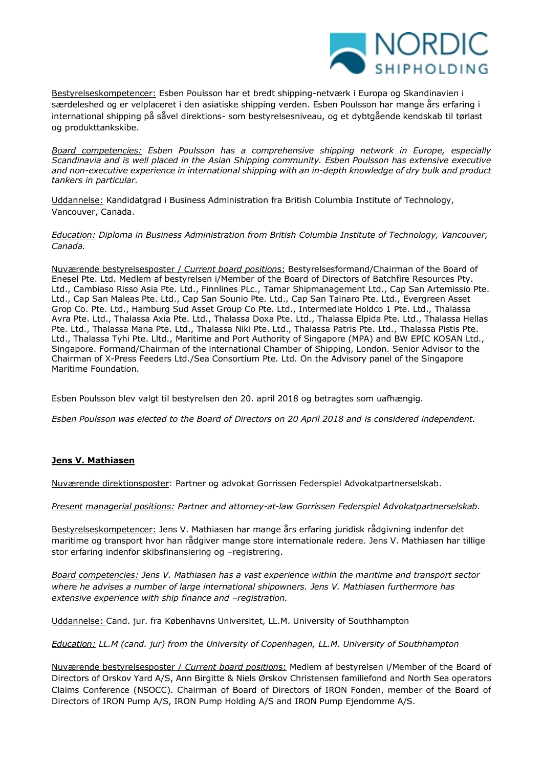Bestyrelseskompetencer: Esben Poulsson har et bredt shipping-netværk i Europa og Skandinavien i særdeleshed og er velplaceret i den asiatiske shipping verden. Esben Poulsson har mange års erfaring i international shipping på såvel direktions- som bestyrelsesniveau, og et dybtgående kendskab til tørlast og produkttankskibe.

*Board competencies: Esben Poulsson has a comprehensive shipping network in Europe, especially Scandinavia and is well placed in the Asian Shipping community. Esben Poulsson has extensive executive and non-executive experience in international shipping with an in-depth knowledge of dry bulk and product tankers in particular.*

Uddannelse: Kandidatgrad i Business Administration fra British Columbia Institute of Technology, Vancouver, Canada.

*Education: Diploma in Business Administration from British Columbia Institute of Technology, Vancouver, Canada.*

Nuværende bestyrelsesposter / *Current board positions*: Bestyrelsesformand/Chairman of the Board of Enesel Pte. Ltd. Medlem af bestyrelsen i/Member of the Board of Directors of Batchfire Resources Pty. Ltd., Cambiaso Risso Asia Pte. Ltd., Finnlines PLc., Tamar Shipmanagement Ltd., Cap San Artemissio Pte. Ltd., Cap San Maleas Pte. Ltd., Cap San Sounio Pte. Ltd., Cap San Tainaro Pte. Ltd., Evergreen Asset Grop Co. Pte. Ltd., Hamburg Sud Asset Group Co Pte. Ltd., Intermediate Holdco 1 Pte. Ltd., Thalassa Avra Pte. Ltd., Thalassa Axia Pte. Ltd., Thalassa Doxa Pte. Ltd., Thalassa Elpida Pte. Ltd., Thalassa Hellas Pte. Ltd., Thalassa Mana Pte. Ltd., Thalassa Niki Pte. Ltd., Thalassa Patris Pte. Ltd., Thalassa Pistis Pte. Ltd., Thalassa Tyhi Pte. Lltd., Maritime and Port Authority of Singapore (MPA) and BW EPIC KOSAN Ltd., Singapore. Formand/Chairman of the international Chamber of Shipping, London. Senior Advisor to the Chairman of X-Press Feeders Ltd./Sea Consortium Pte. Ltd. On the Advisory panel of the Singapore Maritime Foundation.

Esben Poulsson blev valgt til bestyrelsen den 20. april 2018 og betragtes som uafhængig.

*Esben Poulsson was elected to the Board of Directors on 20 April 2018 and is considered independent.*

**Jens V. Mathiasen**

Nuværende direktionsposter: Partner og advokat Gorrissen Federspiel Advokatpartnerselskab.

*Present managerial positions: Partner and attorney-at-law Gorrissen Federspiel Advokatpartnerselskab.*

Bestyrelseskompetencer: Jens V. Mathiasen har mange års erfaring juridisk rådgivning indenfor det maritime og transport hvor han rådgiver mange store internationale redere. Jens V. Mathiasen har tillige stor erfaring indenfor skibsfinansiering og –registrering.

*Board competencies: Jens V. Mathiasen has a vast experience within the maritime and transport sector where he advises a number of large international shipowners. Jens V. Mathiasen furthermore has extensive experience with ship finance and –registration.*

Uddannelse: Cand. jur. fra Københavns Universitet, LL.M. University of Southhampton

*Education: LL.M (cand. jur) from the University of Copenhagen, LL.M. University of Southhampton*

Nuværende bestyrelsesposter / *Current board positions*: Medlem af bestyrelsen i/Member of the Board of Directors of Orskov Yard A/S, Ann Birgitte & Niels Ørskov Christensen familiefond and North Sea operators Claims Conference (NSOCC). Chairman of Board of Directors of IRON Fonden, member of the Board of Directors of IRON Pump A/S, IRON Pump Holding A/S and IRON Pump Ejendomme A/S.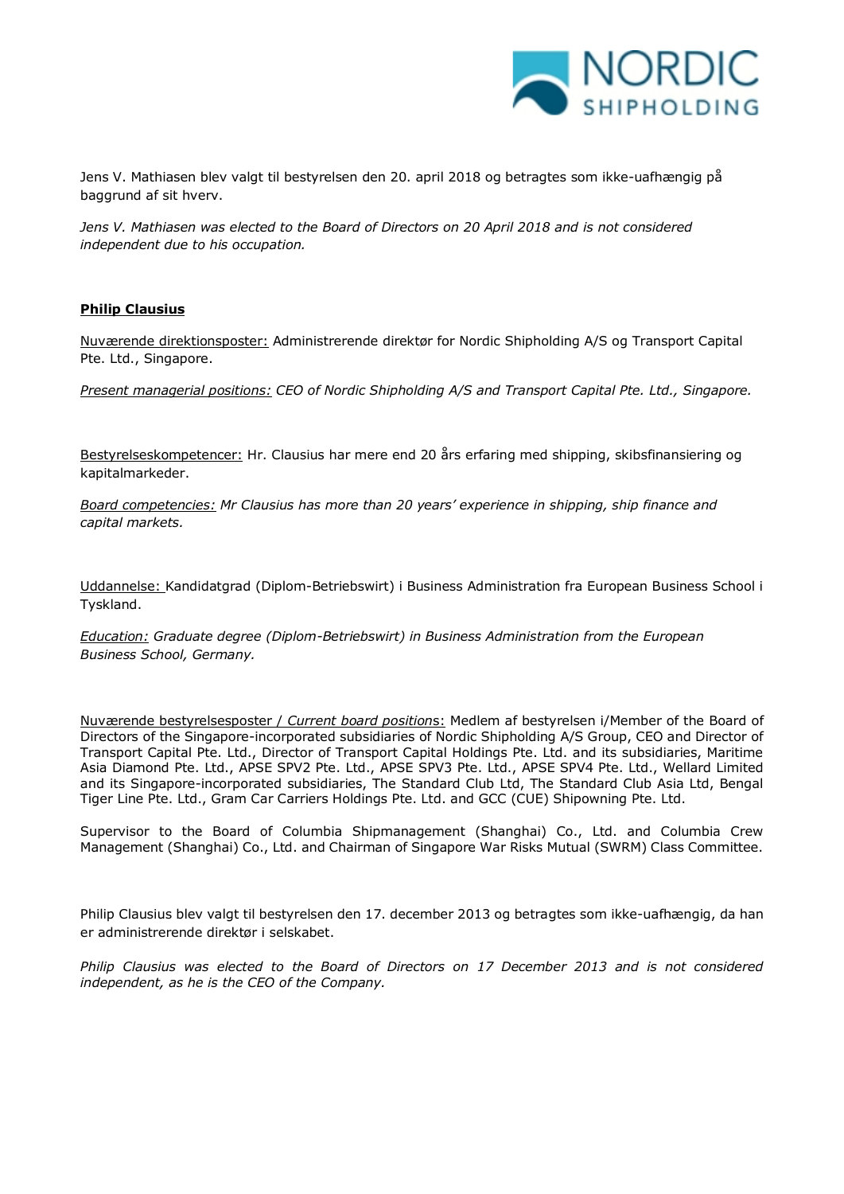Jens V. Mathiasen blev valgt til bestyrelsen den 20. april 2018 og betragtes som ikke-uafhængig på baggrund af sit hverv.

*Jens V. Mathiasen was elected to the Board of Directors on 20 April 2018 and is not considered independent due to his occupation.*

**Philip Clausius**

Nuværende direktionsposter: Administrerende direktør for Nordic Shipholding A/S og Transport Capital Pte. Ltd., Singapore.

*Present managerial positions: CEO of Nordic Shipholding A/S and Transport Capital Pte. Ltd., Singapore.*

Bestyrelseskompetencer: Hr. Clausius har mere end 20 års erfaring med shipping, skibsfinansiering og kapitalmarkeder.

*Board competencies: Mr Clausius has more than 20 years' experience in shipping, ship finance and capital markets.*

Uddannelse: Kandidatgrad (Diplom-Betriebswirt) i Business Administration fra European Business School i Tyskland.

*Education: Graduate degree (Diplom-Betriebswirt) in Business Administration from the European Business School, Germany.*

Nuværende bestyrelsesposter / *Current board positions*: Medlem af bestyrelsen i/Member of the Board of Directors of the Singapore-incorporated subsidiaries of Nordic Shipholding A/S Group, CEO and Director of Transport Capital Pte. Ltd., Director of Transport Capital Holdings Pte. Ltd. and its subsidiaries, Maritime Asia Diamond Pte. Ltd., APSE SPV2 Pte. Ltd., APSE SPV3 Pte. Ltd., APSE SPV4 Pte. Ltd., Wellard Limited and its Singapore-incorporated subsidiaries, The Standard Club Ltd, The Standard Club Asia Ltd, Bengal Tiger Line Pte. Ltd., Gram Car Carriers Holdings Pte. Ltd. and GCC (CUE) Shipowning Pte. Ltd.

Supervisor to the Board of Columbia Shipmanagement (Shanghai) Co., Ltd. and Columbia Crew Management (Shanghai) Co., Ltd. and Chairman of Singapore War Risks Mutual (SWRM) Class Committee.

Philip Clausius blev valgt til bestyrelsen den 17. december 2013 og betragtes som ikke-uafhængig, da han er administrerende direktør i selskabet.

*Philip Clausius was elected to the Board of Directors on 17 December 2013 and is not considered independent, as he is the CEO of the Company.*